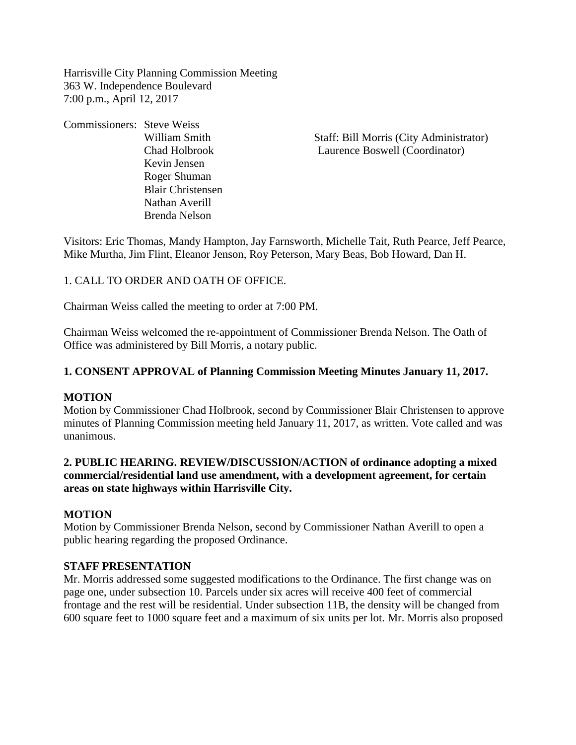Harrisville City Planning Commission Meeting
363 W. Independence Boulevard
7:00 p.m., April 12, 2017

Commissioners: Steve Weiss
William Smith
Chad Holbrook
Kevin Jensen
Roger Shuman
Blair Christensen
Nathan Averill
Brenda Nelson

Staff: Bill Morris (City Administrator)
Laurence Boswell (Coordinator)

Visitors: Eric Thomas, Mandy Hampton, Jay Farnsworth, Michelle Tait, Ruth Pearce, Jeff Pearce, Mike Murtha, Jim Flint, Eleanor Jenson, Roy Peterson, Mary Beas, Bob Howard, Dan H.

1. CALL TO ORDER AND OATH OF OFFICE.

Chairman Weiss called the meeting to order at 7:00 PM.

Chairman Weiss welcomed the re-appointment of Commissioner Brenda Nelson. The Oath of Office was administered by Bill Morris, a notary public.

**1. CONSENT APPROVAL of Planning Commission Meeting Minutes January 11, 2017.**

**MOTION**

Motion by Commissioner Chad Holbrook, second by Commissioner Blair Christensen to approve minutes of Planning Commission meeting held January 11, 2017, as written. Vote called and was unanimous.

**2. PUBLIC HEARING. REVIEW/DISCUSSION/ACTION of ordinance adopting a mixed commercial/residential land use amendment, with a development agreement, for certain areas on state highways within Harrisville City.**

**MOTION**

Motion by Commissioner Brenda Nelson, second by Commissioner Nathan Averill to open a public hearing regarding the proposed Ordinance.

**STAFF PRESENTATION**

Mr. Morris addressed some suggested modifications to the Ordinance. The first change was on page one, under subsection 10. Parcels under six acres will receive 400 feet of commercial frontage and the rest will be residential. Under subsection 11B, the density will be changed from 600 square feet to 1000 square feet and a maximum of six units per lot. Mr. Morris also proposed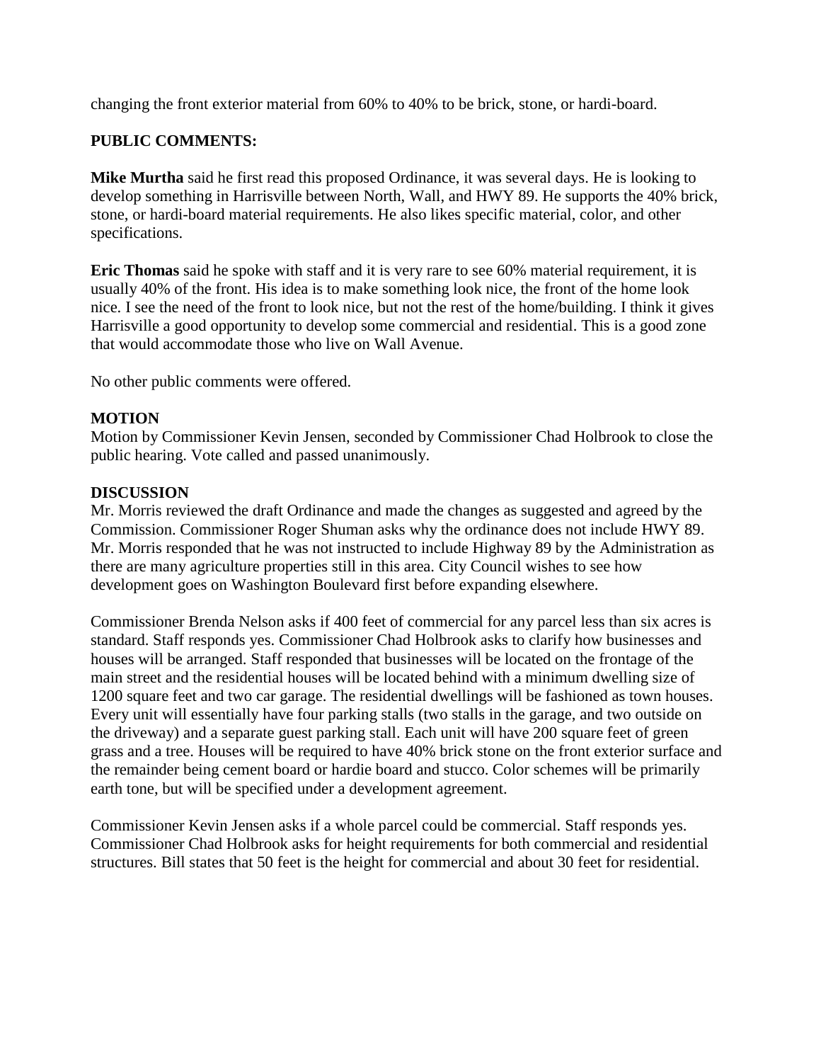changing the front exterior material from 60% to 40% to be brick, stone, or hardi-board.

**PUBLIC COMMENTS:**

**Mike Murtha** said he first read this proposed Ordinance, it was several days. He is looking to develop something in Harrisville between North, Wall, and HWY 89. He supports the 40% brick, stone, or hardi-board material requirements. He also likes specific material, color, and other specifications.

**Eric Thomas** said he spoke with staff and it is very rare to see 60% material requirement, it is usually 40% of the front. His idea is to make something look nice, the front of the home look nice. I see the need of the front to look nice, but not the rest of the home/building. I think it gives Harrisville a good opportunity to develop some commercial and residential. This is a good zone that would accommodate those who live on Wall Avenue.

No other public comments were offered.

**MOTION**
Motion by Commissioner Kevin Jensen, seconded by Commissioner Chad Holbrook to close the public hearing. Vote called and passed unanimously.

**DISCUSSION**
Mr. Morris reviewed the draft Ordinance and made the changes as suggested and agreed by the Commission. Commissioner Roger Shuman asks why the ordinance does not include HWY 89. Mr. Morris responded that he was not instructed to include Highway 89 by the Administration as there are many agriculture properties still in this area. City Council wishes to see how development goes on Washington Boulevard first before expanding elsewhere.

Commissioner Brenda Nelson asks if 400 feet of commercial for any parcel less than six acres is standard. Staff responds yes. Commissioner Chad Holbrook asks to clarify how businesses and houses will be arranged. Staff responded that businesses will be located on the frontage of the main street and the residential houses will be located behind with a minimum dwelling size of 1200 square feet and two car garage. The residential dwellings will be fashioned as town houses. Every unit will essentially have four parking stalls (two stalls in the garage, and two outside on the driveway) and a separate guest parking stall. Each unit will have 200 square feet of green grass and a tree. Houses will be required to have 40% brick stone on the front exterior surface and the remainder being cement board or hardie board and stucco. Color schemes will be primarily earth tone, but will be specified under a development agreement.

Commissioner Kevin Jensen asks if a whole parcel could be commercial. Staff responds yes. Commissioner Chad Holbrook asks for height requirements for both commercial and residential structures. Bill states that 50 feet is the height for commercial and about 30 feet for residential.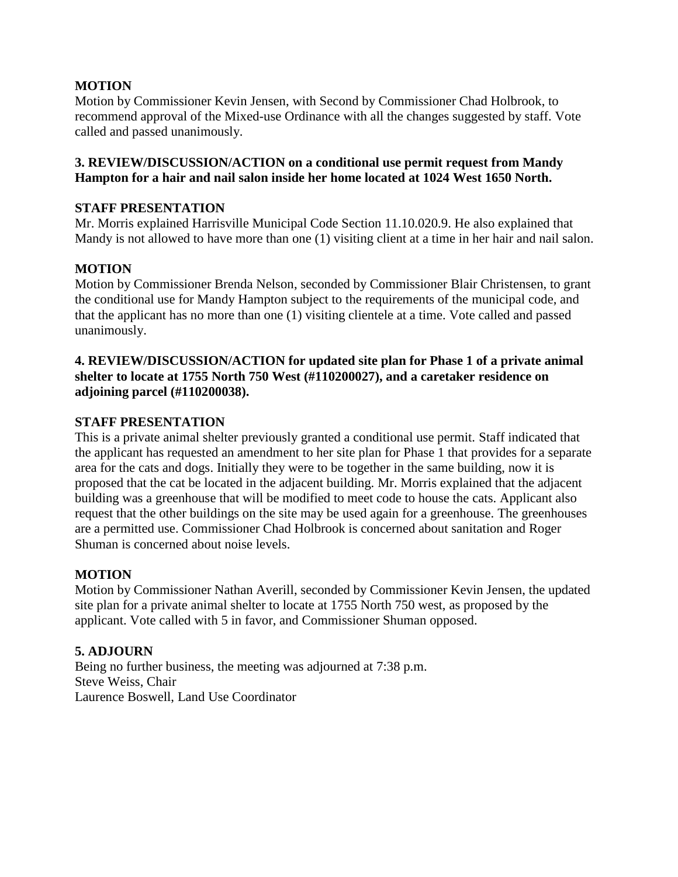**MOTION**

Motion by Commissioner Kevin Jensen, with Second by Commissioner Chad Holbrook, to recommend approval of the Mixed-use Ordinance with all the changes suggested by staff. Vote called and passed unanimously.

**3. REVIEW/DISCUSSION/ACTION on a conditional use permit request from Mandy Hampton for a hair and nail salon inside her home located at 1024 West 1650 North.**

**STAFF PRESENTATION**

Mr. Morris explained Harrisville Municipal Code Section 11.10.020.9. He also explained that Mandy is not allowed to have more than one (1) visiting client at a time in her hair and nail salon.

**MOTION**

Motion by Commissioner Brenda Nelson, seconded by Commissioner Blair Christensen, to grant the conditional use for Mandy Hampton subject to the requirements of the municipal code, and that the applicant has no more than one (1) visiting clientele at a time. Vote called and passed unanimously.

**4. REVIEW/DISCUSSION/ACTION for updated site plan for Phase 1 of a private animal shelter to locate at 1755 North 750 West (#110200027), and a caretaker residence on adjoining parcel (#110200038).**

**STAFF PRESENTATION**

This is a private animal shelter previously granted a conditional use permit. Staff indicated that the applicant has requested an amendment to her site plan for Phase 1 that provides for a separate area for the cats and dogs. Initially they were to be together in the same building, now it is proposed that the cat be located in the adjacent building. Mr. Morris explained that the adjacent building was a greenhouse that will be modified to meet code to house the cats. Applicant also request that the other buildings on the site may be used again for a greenhouse. The greenhouses are a permitted use. Commissioner Chad Holbrook is concerned about sanitation and Roger Shuman is concerned about noise levels.

**MOTION**

Motion by Commissioner Nathan Averill, seconded by Commissioner Kevin Jensen, the updated site plan for a private animal shelter to locate at 1755 North 750 west, as proposed by the applicant. Vote called with 5 in favor, and Commissioner Shuman opposed.

**5. ADJOURN**

Being no further business, the meeting was adjourned at 7:38 p.m.
Steve Weiss, Chair
Laurence Boswell, Land Use Coordinator